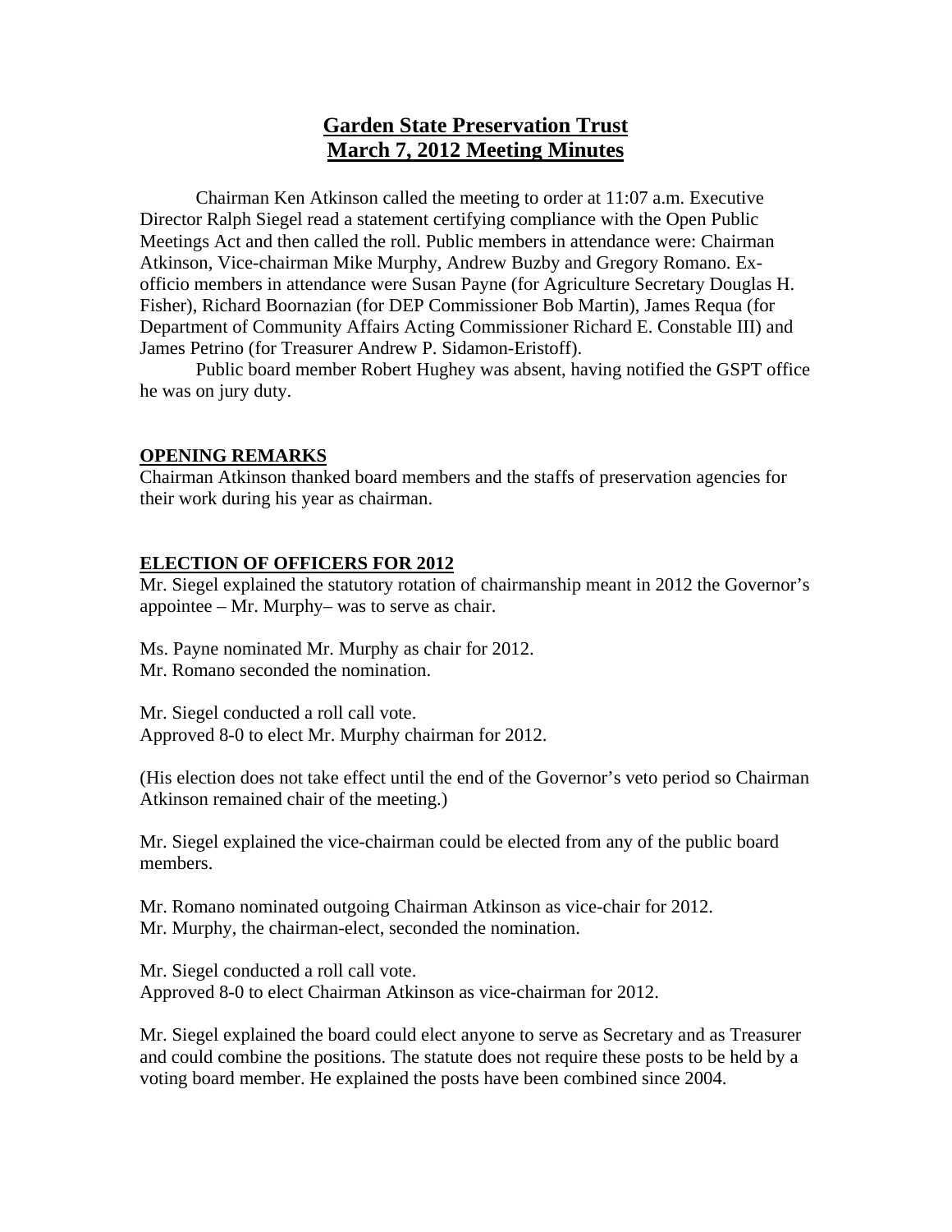# Garden State Preservation Trust
# March 7, 2012 Meeting Minutes

Chairman Ken Atkinson called the meeting to order at 11:07 a.m. Executive Director Ralph Siegel read a statement certifying compliance with the Open Public Meetings Act and then called the roll. Public members in attendance were: Chairman Atkinson, Vice-chairman Mike Murphy, Andrew Buzby and Gregory Romano. Ex-officio members in attendance were Susan Payne (for Agriculture Secretary Douglas H. Fisher), Richard Boornazian (for DEP Commissioner Bob Martin), James Requa (for Department of Community Affairs Acting Commissioner Richard E. Constable III) and James Petrino (for Treasurer Andrew P. Sidamon-Eristoff).

Public board member Robert Hughey was absent, having notified the GSPT office he was on jury duty.

## OPENING REMARKS

Chairman Atkinson thanked board members and the staffs of preservation agencies for their work during his year as chairman.

## ELECTION OF OFFICERS FOR 2012

Mr. Siegel explained the statutory rotation of chairmanship meant in 2012 the Governor's appointee – Mr. Murphy– was to serve as chair.

Ms. Payne nominated Mr. Murphy as chair for 2012.
Mr. Romano seconded the nomination.

Mr. Siegel conducted a roll call vote.
Approved 8-0 to elect Mr. Murphy chairman for 2012.

(His election does not take effect until the end of the Governor's veto period so Chairman Atkinson remained chair of the meeting.)

Mr. Siegel explained the vice-chairman could be elected from any of the public board members.

Mr. Romano nominated outgoing Chairman Atkinson as vice-chair for 2012.
Mr. Murphy, the chairman-elect, seconded the nomination.

Mr. Siegel conducted a roll call vote.
Approved 8-0 to elect Chairman Atkinson as vice-chairman for 2012.

Mr. Siegel explained the board could elect anyone to serve as Secretary and as Treasurer and could combine the positions. The statute does not require these posts to be held by a voting board member. He explained the posts have been combined since 2004.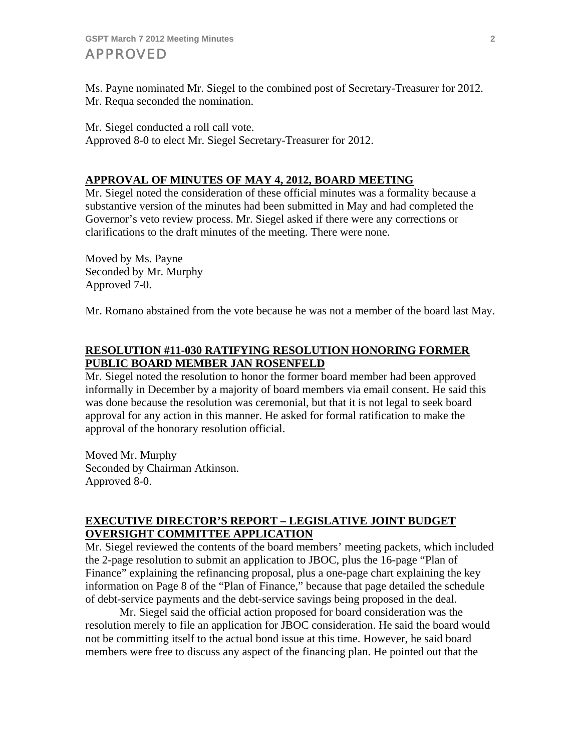Ms. Payne nominated Mr. Siegel to the combined post of Secretary-Treasurer for 2012. Mr. Requa seconded the nomination.

Mr. Siegel conducted a roll call vote.
Approved 8-0 to elect Mr. Siegel Secretary-Treasurer for 2012.

## APPROVAL OF MINUTES OF MAY 4, 2012, BOARD MEETING

Mr. Siegel noted the consideration of these official minutes was a formality because a substantive version of the minutes had been submitted in May and had completed the Governor's veto review process. Mr. Siegel asked if there were any corrections or clarifications to the draft minutes of the meeting. There were none.

Moved by Ms. Payne
Seconded by Mr. Murphy
Approved 7-0.

Mr. Romano abstained from the vote because he was not a member of the board last May.

## RESOLUTION #11-030 RATIFYING RESOLUTION HONORING FORMER PUBLIC BOARD MEMBER JAN ROSENFELD

Mr. Siegel noted the resolution to honor the former board member had been approved informally in December by a majority of board members via email consent. He said this was done because the resolution was ceremonial, but that it is not legal to seek board approval for any action in this manner. He asked for formal ratification to make the approval of the honorary resolution official.

Moved Mr. Murphy
Seconded by Chairman Atkinson.
Approved 8-0.

## EXECUTIVE DIRECTOR'S REPORT – LEGISLATIVE JOINT BUDGET OVERSIGHT COMMITTEE APPLICATION

Mr. Siegel reviewed the contents of the board members' meeting packets, which included the 2-page resolution to submit an application to JBOC, plus the 16-page "Plan of Finance" explaining the refinancing proposal, plus a one-page chart explaining the key information on Page 8 of the "Plan of Finance," because that page detailed the schedule of debt-service payments and the debt-service savings being proposed in the deal.

Mr. Siegel said the official action proposed for board consideration was the resolution merely to file an application for JBOC consideration. He said the board would not be committing itself to the actual bond issue at this time. However, he said board members were free to discuss any aspect of the financing plan. He pointed out that the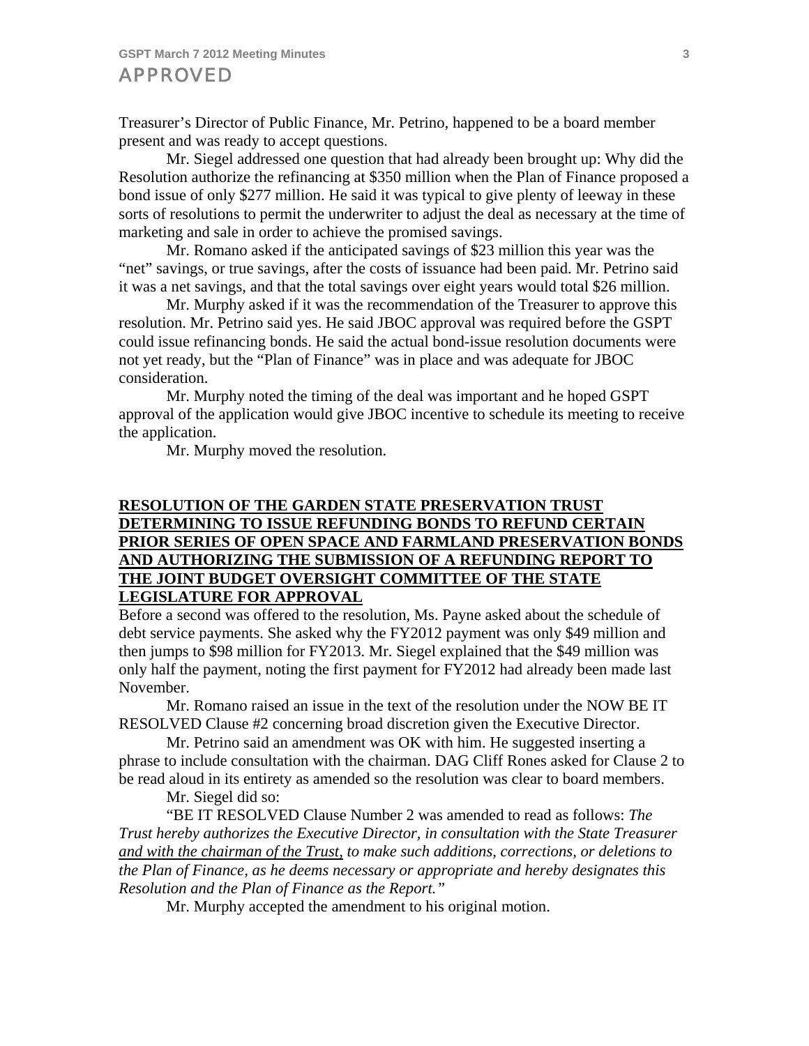Treasurer's Director of Public Finance, Mr. Petrino, happened to be a board member present and was ready to accept questions.

Mr. Siegel addressed one question that had already been brought up: Why did the Resolution authorize the refinancing at $350 million when the Plan of Finance proposed a bond issue of only $277 million. He said it was typical to give plenty of leeway in these sorts of resolutions to permit the underwriter to adjust the deal as necessary at the time of marketing and sale in order to achieve the promised savings.

Mr. Romano asked if the anticipated savings of $23 million this year was the "net" savings, or true savings, after the costs of issuance had been paid. Mr. Petrino said it was a net savings, and that the total savings over eight years would total $26 million.

Mr. Murphy asked if it was the recommendation of the Treasurer to approve this resolution. Mr. Petrino said yes. He said JBOC approval was required before the GSPT could issue refinancing bonds. He said the actual bond-issue resolution documents were not yet ready, but the "Plan of Finance" was in place and was adequate for JBOC consideration.

Mr. Murphy noted the timing of the deal was important and he hoped GSPT approval of the application would give JBOC incentive to schedule its meeting to receive the application.

Mr. Murphy moved the resolution.

**RESOLUTION OF THE GARDEN STATE PRESERVATION TRUST DETERMINING TO ISSUE REFUNDING BONDS TO REFUND CERTAIN PRIOR SERIES OF OPEN SPACE AND FARMLAND PRESERVATION BONDS AND AUTHORIZING THE SUBMISSION OF A REFUNDING REPORT TO THE JOINT BUDGET OVERSIGHT COMMITTEE OF THE STATE LEGISLATURE FOR APPROVAL**

Before a second was offered to the resolution, Ms. Payne asked about the schedule of debt service payments. She asked why the FY2012 payment was only $49 million and then jumps to $98 million for FY2013. Mr. Siegel explained that the $49 million was only half the payment, noting the first payment for FY2012 had already been made last November.

Mr. Romano raised an issue in the text of the resolution under the NOW BE IT RESOLVED Clause #2 concerning broad discretion given the Executive Director.

Mr. Petrino said an amendment was OK with him. He suggested inserting a phrase to include consultation with the chairman. DAG Cliff Rones asked for Clause 2 to be read aloud in its entirety as amended so the resolution was clear to board members.

Mr. Siegel did so:

"BE IT RESOLVED Clause Number 2 was amended to read as follows: *The Trust hereby authorizes the Executive Director, in consultation with the State Treasurer <u>and with the chairman of the Trust,</u> to make such additions, corrections, or deletions to the Plan of Finance, as he deems necessary or appropriate and hereby designates this Resolution and the Plan of Finance as the Report."*

Mr. Murphy accepted the amendment to his original motion.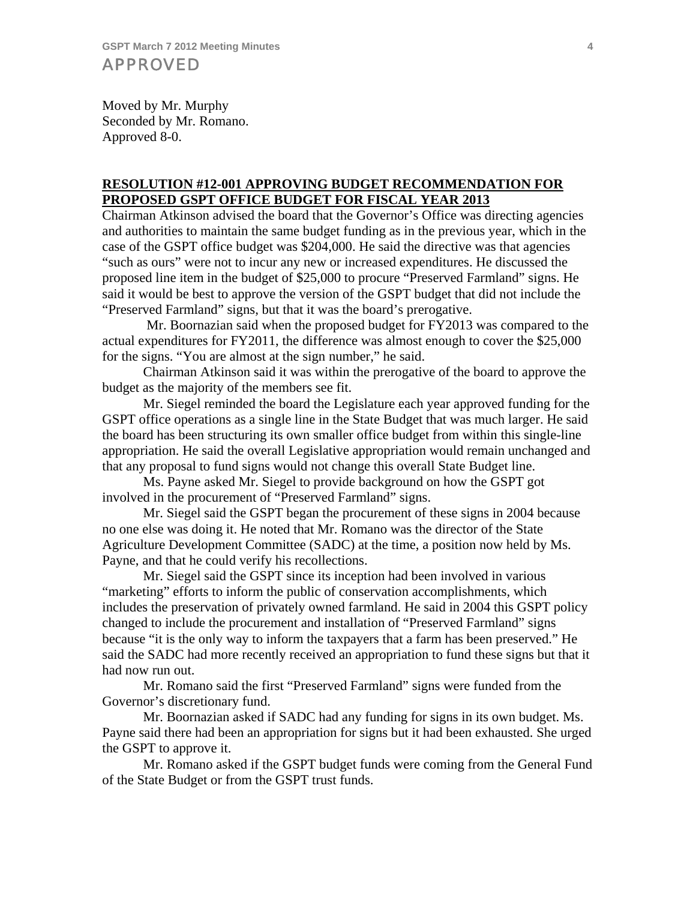Moved by Mr. Murphy
Seconded by Mr. Romano.
Approved 8-0.

**RESOLUTION #12-001 APPROVING BUDGET RECOMMENDATION FOR PROPOSED GSPT OFFICE BUDGET FOR FISCAL YEAR 2013**

Chairman Atkinson advised the board that the Governor's Office was directing agencies and authorities to maintain the same budget funding as in the previous year, which in the case of the GSPT office budget was $204,000. He said the directive was that agencies "such as ours" were not to incur any new or increased expenditures. He discussed the proposed line item in the budget of $25,000 to procure "Preserved Farmland" signs. He said it would be best to approve the version of the GSPT budget that did not include the "Preserved Farmland" signs, but that it was the board's prerogative.

Mr. Boornazian said when the proposed budget for FY2013 was compared to the actual expenditures for FY2011, the difference was almost enough to cover the $25,000 for the signs. "You are almost at the sign number," he said.

Chairman Atkinson said it was within the prerogative of the board to approve the budget as the majority of the members see fit.

Mr. Siegel reminded the board the Legislature each year approved funding for the GSPT office operations as a single line in the State Budget that was much larger. He said the board has been structuring its own smaller office budget from within this single-line appropriation. He said the overall Legislative appropriation would remain unchanged and that any proposal to fund signs would not change this overall State Budget line.

Ms. Payne asked Mr. Siegel to provide background on how the GSPT got involved in the procurement of "Preserved Farmland" signs.

Mr. Siegel said the GSPT began the procurement of these signs in 2004 because no one else was doing it. He noted that Mr. Romano was the director of the State Agriculture Development Committee (SADC) at the time, a position now held by Ms. Payne, and that he could verify his recollections.

Mr. Siegel said the GSPT since its inception had been involved in various "marketing" efforts to inform the public of conservation accomplishments, which includes the preservation of privately owned farmland. He said in 2004 this GSPT policy changed to include the procurement and installation of "Preserved Farmland" signs because "it is the only way to inform the taxpayers that a farm has been preserved." He said the SADC had more recently received an appropriation to fund these signs but that it had now run out.

Mr. Romano said the first "Preserved Farmland" signs were funded from the Governor's discretionary fund.

Mr. Boornazian asked if SADC had any funding for signs in its own budget. Ms. Payne said there had been an appropriation for signs but it had been exhausted. She urged the GSPT to approve it.

Mr. Romano asked if the GSPT budget funds were coming from the General Fund of the State Budget or from the GSPT trust funds.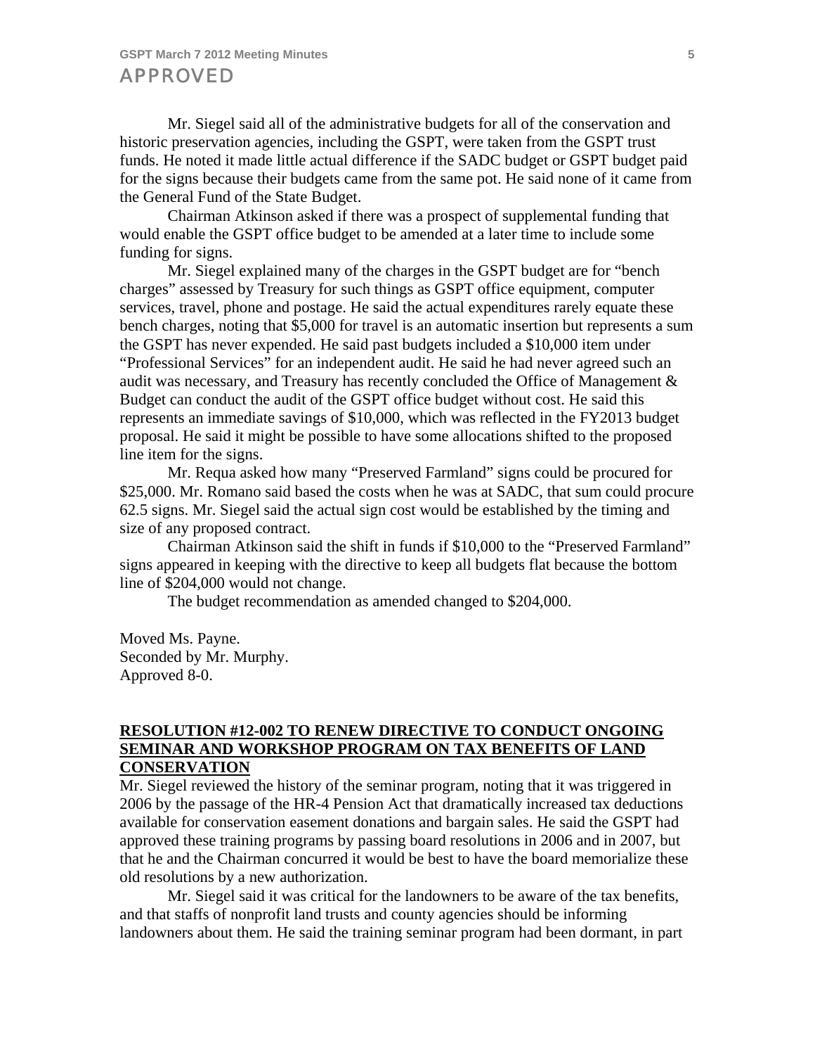APPROVED

Mr. Siegel said all of the administrative budgets for all of the conservation and historic preservation agencies, including the GSPT, were taken from the GSPT trust funds. He noted it made little actual difference if the SADC budget or GSPT budget paid for the signs because their budgets came from the same pot. He said none of it came from the General Fund of the State Budget.

Chairman Atkinson asked if there was a prospect of supplemental funding that would enable the GSPT office budget to be amended at a later time to include some funding for signs.

Mr. Siegel explained many of the charges in the GSPT budget are for "bench charges" assessed by Treasury for such things as GSPT office equipment, computer services, travel, phone and postage. He said the actual expenditures rarely equate these bench charges, noting that $5,000 for travel is an automatic insertion but represents a sum the GSPT has never expended. He said past budgets included a $10,000 item under "Professional Services" for an independent audit. He said he had never agreed such an audit was necessary, and Treasury has recently concluded the Office of Management & Budget can conduct the audit of the GSPT office budget without cost. He said this represents an immediate savings of $10,000, which was reflected in the FY2013 budget proposal. He said it might be possible to have some allocations shifted to the proposed line item for the signs.

Mr. Requa asked how many "Preserved Farmland" signs could be procured for $25,000. Mr. Romano said based the costs when he was at SADC, that sum could procure 62.5 signs. Mr. Siegel said the actual sign cost would be established by the timing and size of any proposed contract.

Chairman Atkinson said the shift in funds if $10,000 to the "Preserved Farmland" signs appeared in keeping with the directive to keep all budgets flat because the bottom line of $204,000 would not change.

The budget recommendation as amended changed to $204,000.

Moved Ms. Payne.
Seconded by Mr. Murphy.
Approved 8-0.

## RESOLUTION #12-002 TO RENEW DIRECTIVE TO CONDUCT ONGOING SEMINAR AND WORKSHOP PROGRAM ON TAX BENEFITS OF LAND CONSERVATION

Mr. Siegel reviewed the history of the seminar program, noting that it was triggered in 2006 by the passage of the HR-4 Pension Act that dramatically increased tax deductions available for conservation easement donations and bargain sales. He said the GSPT had approved these training programs by passing board resolutions in 2006 and in 2007, but that he and the Chairman concurred it would be best to have the board memorialize these old resolutions by a new authorization.

Mr. Siegel said it was critical for the landowners to be aware of the tax benefits, and that staffs of nonprofit land trusts and county agencies should be informing landowners about them. He said the training seminar program had been dormant, in part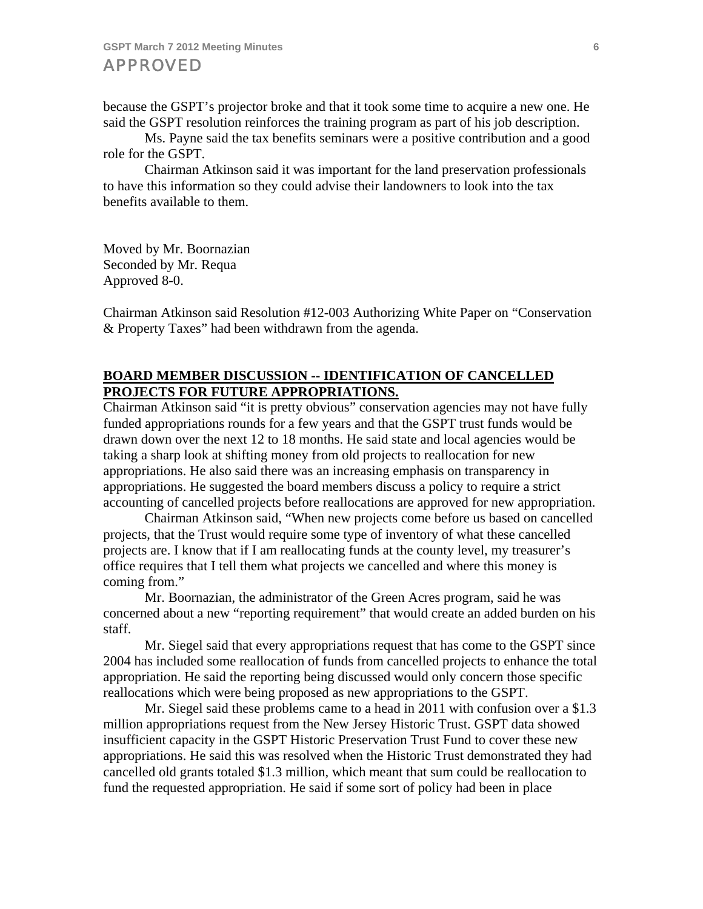because the GSPT's projector broke and that it took some time to acquire a new one. He said the GSPT resolution reinforces the training program as part of his job description.

Ms. Payne said the tax benefits seminars were a positive contribution and a good role for the GSPT.

Chairman Atkinson said it was important for the land preservation professionals to have this information so they could advise their landowners to look into the tax benefits available to them.

Moved by Mr. Boornazian
Seconded by Mr. Requa
Approved 8-0.

Chairman Atkinson said Resolution #12-003 Authorizing White Paper on "Conservation & Property Taxes" had been withdrawn from the agenda.

**BOARD MEMBER DISCUSSION -- IDENTIFICATION OF CANCELLED PROJECTS FOR FUTURE APPROPRIATIONS.**

Chairman Atkinson said "it is pretty obvious" conservation agencies may not have fully funded appropriations rounds for a few years and that the GSPT trust funds would be drawn down over the next 12 to 18 months. He said state and local agencies would be taking a sharp look at shifting money from old projects to reallocation for new appropriations. He also said there was an increasing emphasis on transparency in appropriations. He suggested the board members discuss a policy to require a strict accounting of cancelled projects before reallocations are approved for new appropriation.

Chairman Atkinson said, "When new projects come before us based on cancelled projects, that the Trust would require some type of inventory of what these cancelled projects are. I know that if I am reallocating funds at the county level, my treasurer's office requires that I tell them what projects we cancelled and where this money is coming from."

Mr. Boornazian, the administrator of the Green Acres program, said he was concerned about a new "reporting requirement" that would create an added burden on his staff.

Mr. Siegel said that every appropriations request that has come to the GSPT since 2004 has included some reallocation of funds from cancelled projects to enhance the total appropriation. He said the reporting being discussed would only concern those specific reallocations which were being proposed as new appropriations to the GSPT.

Mr. Siegel said these problems came to a head in 2011 with confusion over a $1.3 million appropriations request from the New Jersey Historic Trust. GSPT data showed insufficient capacity in the GSPT Historic Preservation Trust Fund to cover these new appropriations. He said this was resolved when the Historic Trust demonstrated they had cancelled old grants totaled $1.3 million, which meant that sum could be reallocation to fund the requested appropriation. He said if some sort of policy had been in place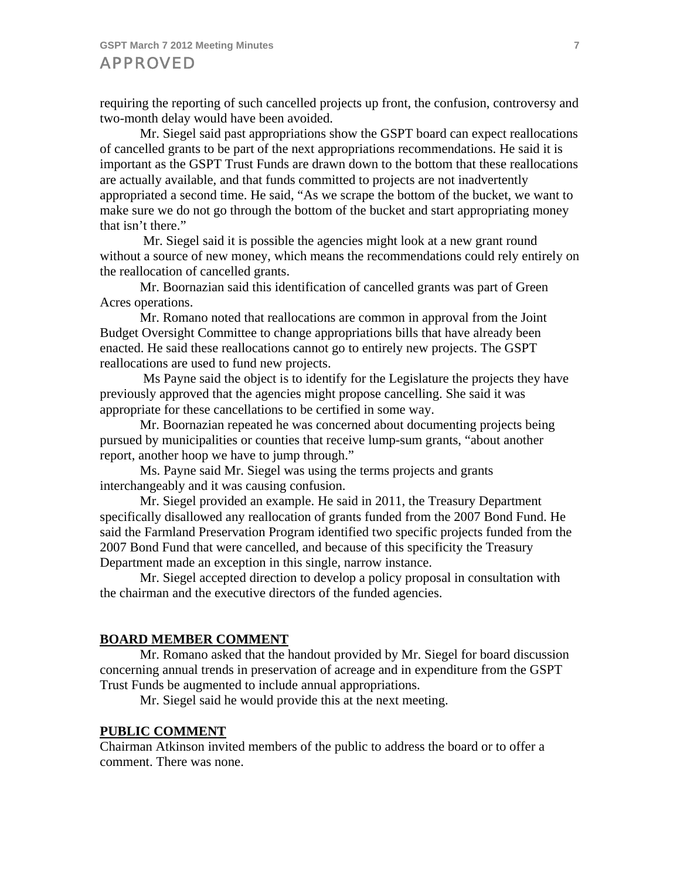requiring the reporting of such cancelled projects up front, the confusion, controversy and two-month delay would have been avoided.

Mr. Siegel said past appropriations show the GSPT board can expect reallocations of cancelled grants to be part of the next appropriations recommendations. He said it is important as the GSPT Trust Funds are drawn down to the bottom that these reallocations are actually available, and that funds committed to projects are not inadvertently appropriated a second time. He said, "As we scrape the bottom of the bucket, we want to make sure we do not go through the bottom of the bucket and start appropriating money that isn't there."

Mr. Siegel said it is possible the agencies might look at a new grant round without a source of new money, which means the recommendations could rely entirely on the reallocation of cancelled grants.

Mr. Boornazian said this identification of cancelled grants was part of Green Acres operations.

Mr. Romano noted that reallocations are common in approval from the Joint Budget Oversight Committee to change appropriations bills that have already been enacted. He said these reallocations cannot go to entirely new projects. The GSPT reallocations are used to fund new projects.

Ms Payne said the object is to identify for the Legislature the projects they have previously approved that the agencies might propose cancelling. She said it was appropriate for these cancellations to be certified in some way.

Mr. Boornazian repeated he was concerned about documenting projects being pursued by municipalities or counties that receive lump-sum grants, "about another report, another hoop we have to jump through."

Ms. Payne said Mr. Siegel was using the terms projects and grants interchangeably and it was causing confusion.

Mr. Siegel provided an example. He said in 2011, the Treasury Department specifically disallowed any reallocation of grants funded from the 2007 Bond Fund. He said the Farmland Preservation Program identified two specific projects funded from the 2007 Bond Fund that were cancelled, and because of this specificity the Treasury Department made an exception in this single, narrow instance.

Mr. Siegel accepted direction to develop a policy proposal in consultation with the chairman and the executive directors of the funded agencies.

## BOARD MEMBER COMMENT

Mr. Romano asked that the handout provided by Mr. Siegel for board discussion concerning annual trends in preservation of acreage and in expenditure from the GSPT Trust Funds be augmented to include annual appropriations.

Mr. Siegel said he would provide this at the next meeting.

## PUBLIC COMMENT

Chairman Atkinson invited members of the public to address the board or to offer a comment. There was none.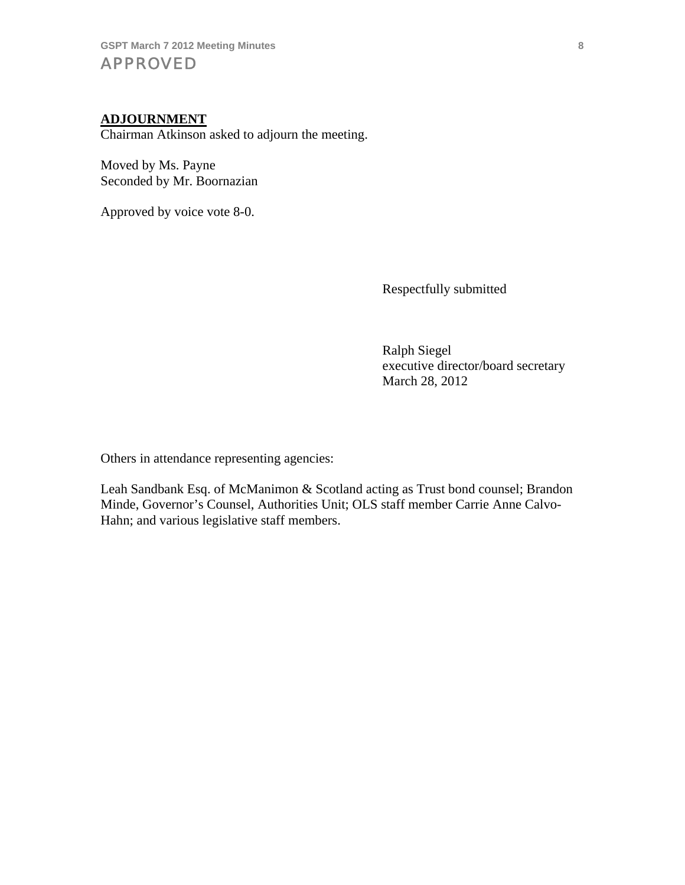**ADJOURNMENT**

Chairman Atkinson asked to adjourn the meeting.

Moved by Ms. Payne
Seconded by Mr. Boornazian

Approved by voice vote 8-0.

Respectfully submitted

Ralph Siegel
executive director/board secretary
March 28, 2012

Others in attendance representing agencies:

Leah Sandbank Esq. of McManimon & Scotland acting as Trust bond counsel; Brandon Minde, Governor's Counsel, Authorities Unit; OLS staff member Carrie Anne Calvo-Hahn; and various legislative staff members.